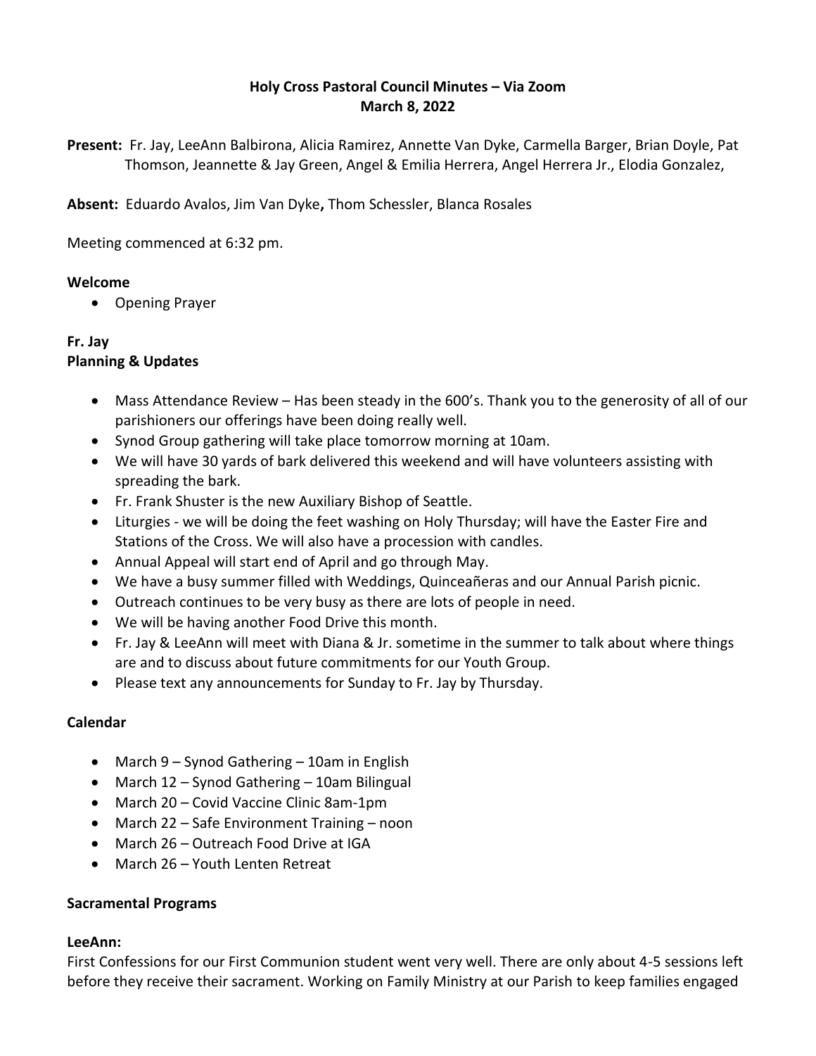# Holy Cross Pastoral Council Minutes – Via Zoom
## March 8, 2022

**Present:** Fr. Jay, LeeAnn Balbirona, Alicia Ramirez, Annette Van Dyke, Carmella Barger, Brian Doyle, Pat Thomson, Jeannette & Jay Green, Angel & Emilia Herrera, Angel Herrera Jr., Elodia Gonzalez,

**Absent:** Eduardo Avalos, Jim Van Dyke**,** Thom Schessler, Blanca Rosales

Meeting commenced at 6:32 pm.

### Welcome

- Opening Prayer

### Fr. Jay
### Planning & Updates

- Mass Attendance Review – Has been steady in the 600's. Thank you to the generosity of all of our parishioners our offerings have been doing really well.
- Synod Group gathering will take place tomorrow morning at 10am.
- We will have 30 yards of bark delivered this weekend and will have volunteers assisting with spreading the bark.
- Fr. Frank Shuster is the new Auxiliary Bishop of Seattle.
- Liturgies - we will be doing the feet washing on Holy Thursday; will have the Easter Fire and Stations of the Cross. We will also have a procession with candles.
- Annual Appeal will start end of April and go through May.
- We have a busy summer filled with Weddings, Quinceañeras and our Annual Parish picnic.
- Outreach continues to be very busy as there are lots of people in need.
- We will be having another Food Drive this month.
- Fr. Jay & LeeAnn will meet with Diana & Jr. sometime in the summer to talk about where things are and to discuss about future commitments for our Youth Group.
- Please text any announcements for Sunday to Fr. Jay by Thursday.

### Calendar

- March 9 – Synod Gathering – 10am in English
- March 12 – Synod Gathering – 10am Bilingual
- March 20 – Covid Vaccine Clinic 8am-1pm
- March 22 – Safe Environment Training – noon
- March 26 – Outreach Food Drive at IGA
- March 26 – Youth Lenten Retreat

### Sacramental Programs

### LeeAnn:

First Confessions for our First Communion student went very well. There are only about 4-5 sessions left before they receive their sacrament. Working on Family Ministry at our Parish to keep families engaged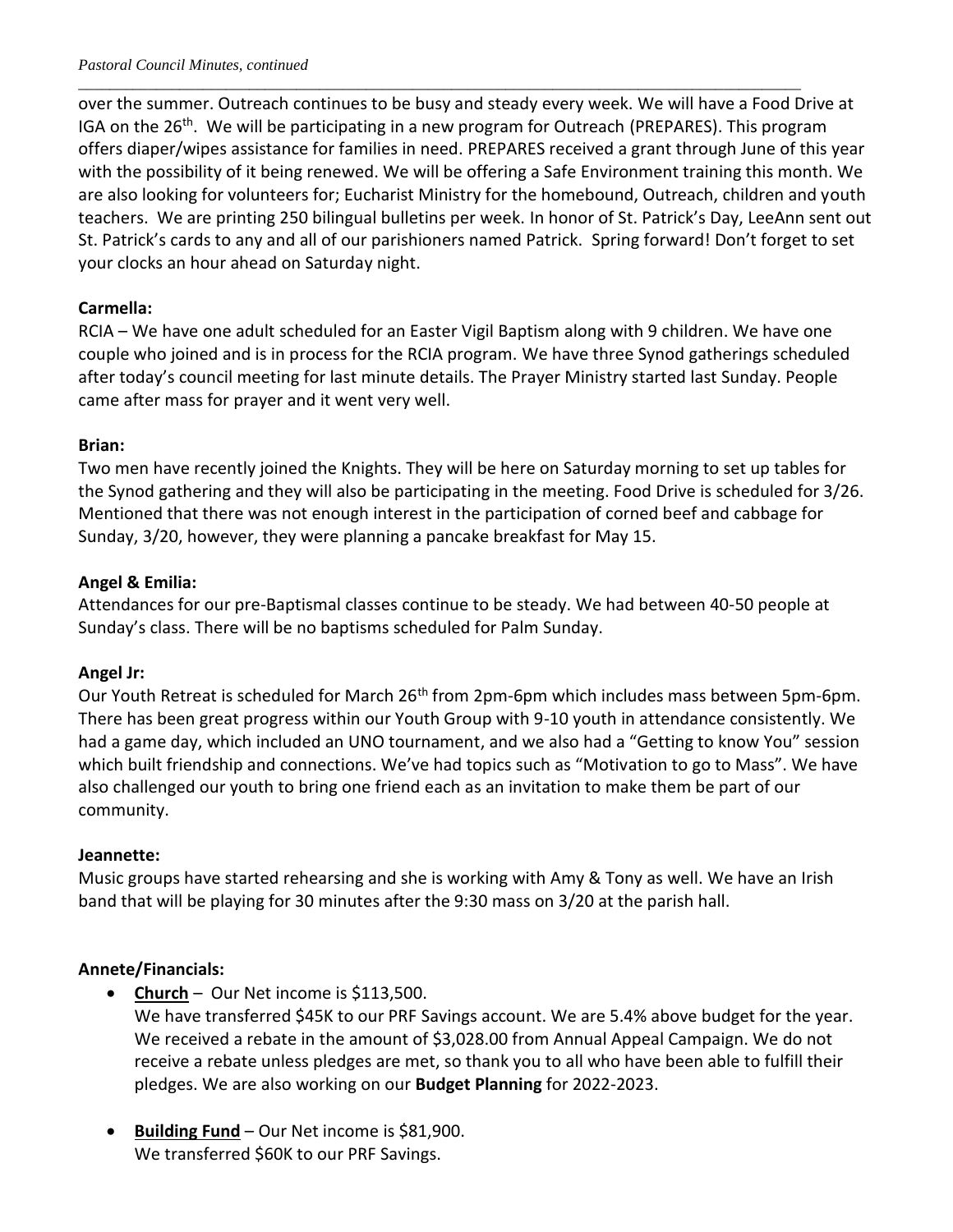over the summer. Outreach continues to be busy and steady every week. We will have a Food Drive at IGA on the 26th. We will be participating in a new program for Outreach (PREPARES). This program offers diaper/wipes assistance for families in need. PREPARES received a grant through June of this year with the possibility of it being renewed. We will be offering a Safe Environment training this month. We are also looking for volunteers for; Eucharist Ministry for the homebound, Outreach, children and youth teachers. We are printing 250 bilingual bulletins per week. In honor of St. Patrick's Day, LeeAnn sent out St. Patrick's cards to any and all of our parishioners named Patrick. Spring forward! Don't forget to set your clocks an hour ahead on Saturday night.

**Carmella:**
RCIA – We have one adult scheduled for an Easter Vigil Baptism along with 9 children. We have one couple who joined and is in process for the RCIA program. We have three Synod gatherings scheduled after today's council meeting for last minute details. The Prayer Ministry started last Sunday. People came after mass for prayer and it went very well.

**Brian:**
Two men have recently joined the Knights. They will be here on Saturday morning to set up tables for the Synod gathering and they will also be participating in the meeting. Food Drive is scheduled for 3/26. Mentioned that there was not enough interest in the participation of corned beef and cabbage for Sunday, 3/20, however, they were planning a pancake breakfast for May 15.

**Angel & Emilia:**
Attendances for our pre-Baptismal classes continue to be steady. We had between 40-50 people at Sunday's class. There will be no baptisms scheduled for Palm Sunday.

**Angel Jr:**
Our Youth Retreat is scheduled for March 26th from 2pm-6pm which includes mass between 5pm-6pm. There has been great progress within our Youth Group with 9-10 youth in attendance consistently. We had a game day, which included an UNO tournament, and we also had a "Getting to know You" session which built friendship and connections. We've had topics such as "Motivation to go to Mass". We have also challenged our youth to bring one friend each as an invitation to make them be part of our community.

**Jeannette:**
Music groups have started rehearsing and she is working with Amy & Tony as well. We have an Irish band that will be playing for 30 minutes after the 9:30 mass on 3/20 at the parish hall.

**Annete/Financials:**

- **Church** – Our Net income is $113,500.
  We have transferred $45K to our PRF Savings account. We are 5.4% above budget for the year. We received a rebate in the amount of $3,028.00 from Annual Appeal Campaign. We do not receive a rebate unless pledges are met, so thank you to all who have been able to fulfill their pledges. We are also working on our **Budget Planning** for 2022-2023.

- **Building Fund** – Our Net income is $81,900.
  We transferred $60K to our PRF Savings.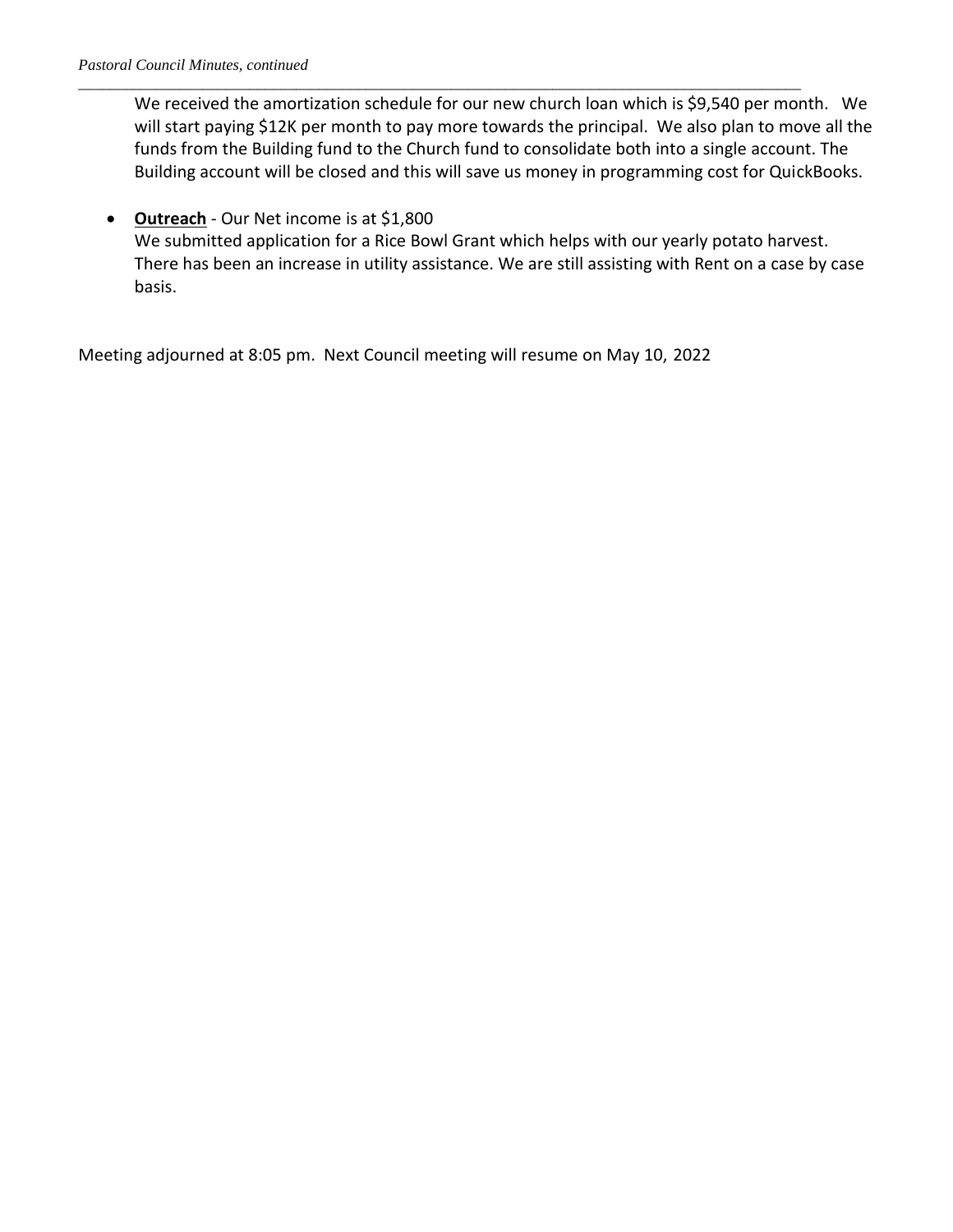We received the amortization schedule for our new church loan which is $9,540 per month. We will start paying $12K per month to pay more towards the principal. We also plan to move all the funds from the Building fund to the Church fund to consolidate both into a single account. The Building account will be closed and this will save us money in programming cost for QuickBooks.

- **Outreach** - Our Net income is at $1,800
  We submitted application for a Rice Bowl Grant which helps with our yearly potato harvest. There has been an increase in utility assistance. We are still assisting with Rent on a case by case basis.

Meeting adjourned at 8:05 pm. Next Council meeting will resume on May 10, 2022